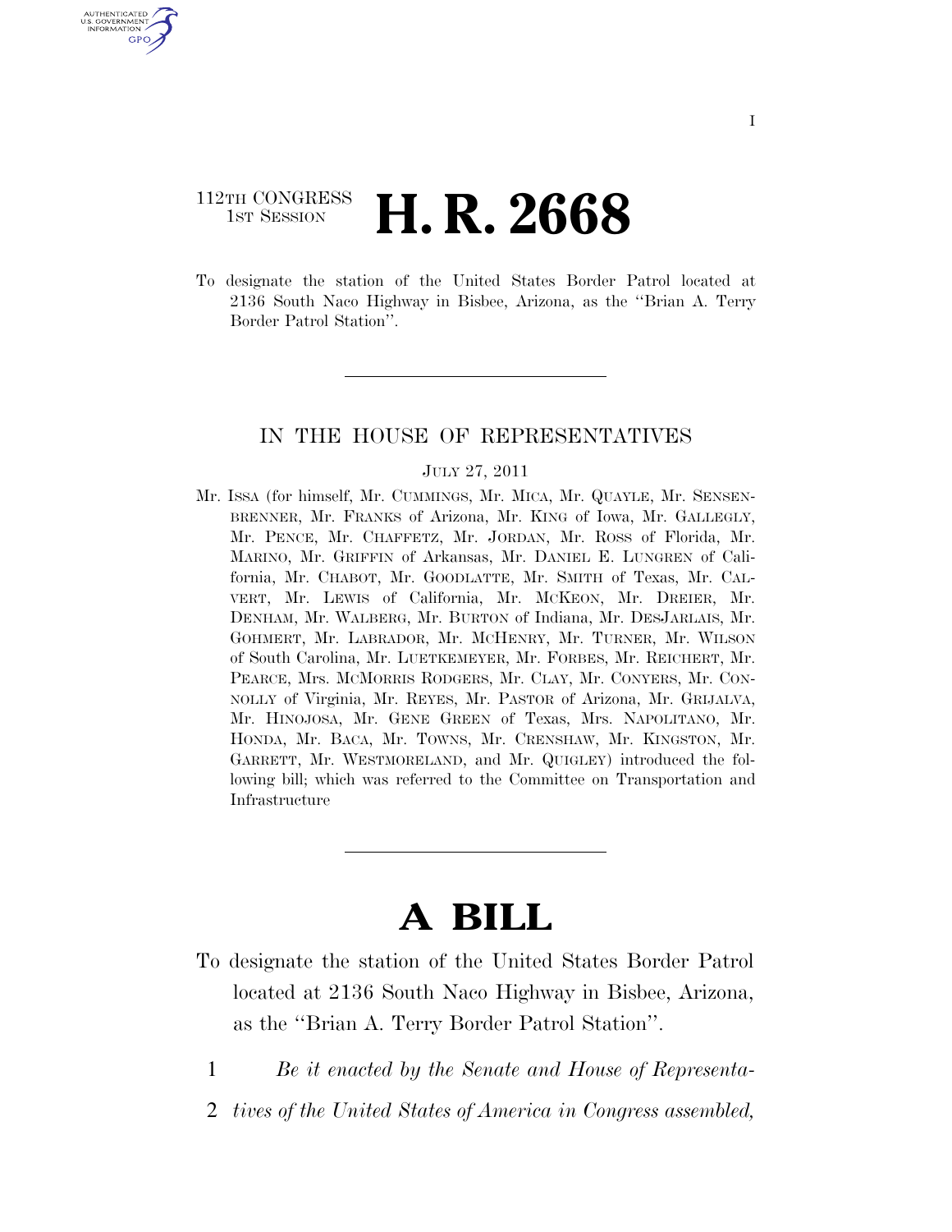112TH CONGRESS
1ST SESSION

# H. R. 2668

To designate the station of the United States Border Patrol located at 2136 South Naco Highway in Bisbee, Arizona, as the ''Brian A. Terry Border Patrol Station''.

---

IN THE HOUSE OF REPRESENTATIVES

JULY 27, 2011

Mr. ISSA (for himself, Mr. CUMMINGS, Mr. MICA, Mr. QUAYLE, Mr. SENSENBRENNER, Mr. FRANKS of Arizona, Mr. KING of Iowa, Mr. GALLEGLY, Mr. PENCE, Mr. CHAFFETZ, Mr. JORDAN, Mr. ROSS of Florida, Mr. MARINO, Mr. GRIFFIN of Arkansas, Mr. DANIEL E. LUNGREN of California, Mr. CHABOT, Mr. GOODLATTE, Mr. SMITH of Texas, Mr. CALVERT, Mr. LEWIS of California, Mr. MCKEON, Mr. DREIER, Mr. DENHAM, Mr. WALBERG, Mr. BURTON of Indiana, Mr. DESJARLAIS, Mr. GOHMERT, Mr. LABRADOR, Mr. MCHENRY, Mr. TURNER, Mr. WILSON of South Carolina, Mr. LUETKEMEYER, Mr. FORBES, Mr. REICHERT, Mr. PEARCE, Mrs. MCMORRIS RODGERS, Mr. CLAY, Mr. CONYERS, Mr. CONNOLLY of Virginia, Mr. REYES, Mr. PASTOR of Arizona, Mr. GRIJALVA, Mr. HINOJOSA, Mr. GENE GREEN of Texas, Mrs. NAPOLITANO, Mr. HONDA, Mr. BACA, Mr. TOWNS, Mr. CRENSHAW, Mr. KINGSTON, Mr. GARRETT, Mr. WESTMORELAND, and Mr. QUIGLEY) introduced the following bill; which was referred to the Committee on Transportation and Infrastructure

---

# A BILL

To designate the station of the United States Border Patrol located at 2136 South Naco Highway in Bisbee, Arizona, as the ''Brian A. Terry Border Patrol Station''.

1 *Be it enacted by the Senate and House of Representa-*
2 *tives of the United States of America in Congress assembled,*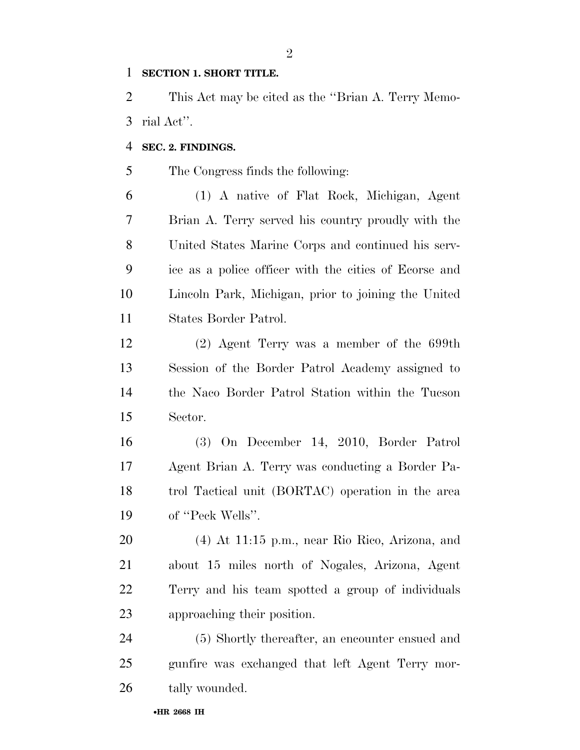**SECTION 1. SHORT TITLE.**

This Act may be cited as the ''Brian A. Terry Memorial Act''.

**SEC. 2. FINDINGS.**

The Congress finds the following:

(1) A native of Flat Rock, Michigan, Agent Brian A. Terry served his country proudly with the United States Marine Corps and continued his service as a police officer with the cities of Ecorse and Lincoln Park, Michigan, prior to joining the United States Border Patrol.

(2) Agent Terry was a member of the 699th Session of the Border Patrol Academy assigned to the Naco Border Patrol Station within the Tucson Sector.

(3) On December 14, 2010, Border Patrol Agent Brian A. Terry was conducting a Border Patrol Tactical unit (BORTAC) operation in the area of ''Peck Wells''.

(4) At 11:15 p.m., near Rio Rico, Arizona, and about 15 miles north of Nogales, Arizona, Agent Terry and his team spotted a group of individuals approaching their position.

(5) Shortly thereafter, an encounter ensued and gunfire was exchanged that left Agent Terry mortally wounded.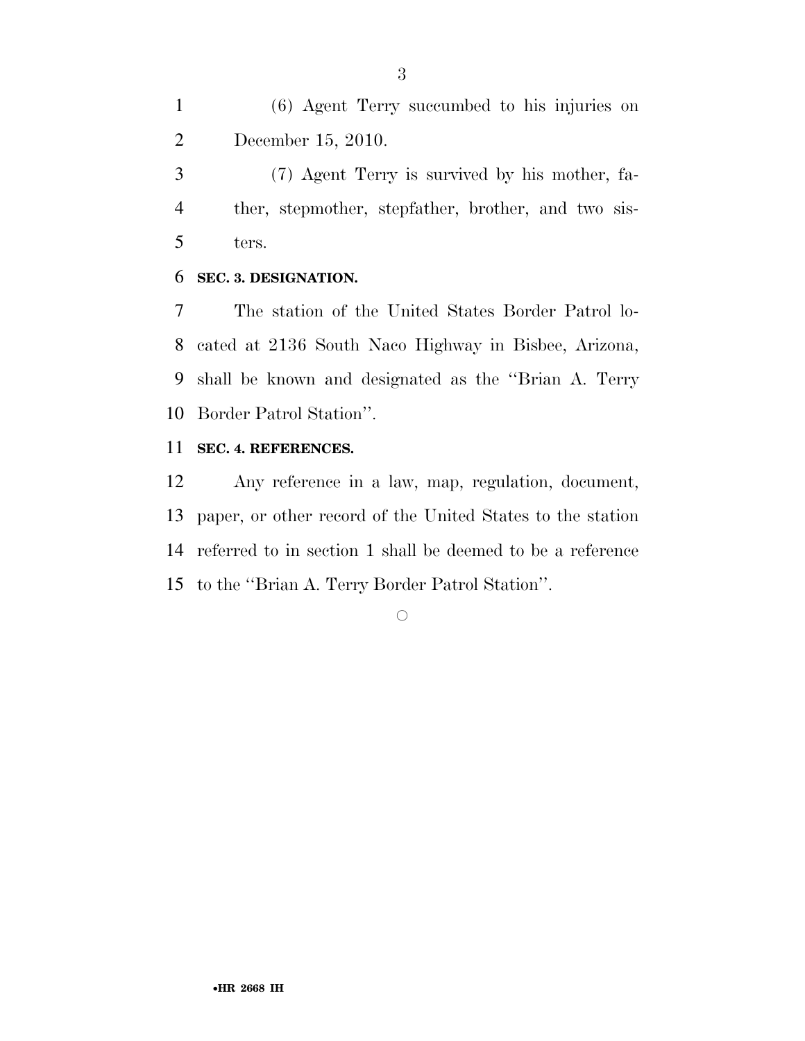(6) Agent Terry succumbed to his injuries on December 15, 2010.

(7) Agent Terry is survived by his mother, father, stepmother, stepfather, brother, and two sisters.

**SEC. 3. DESIGNATION.**

The station of the United States Border Patrol located at 2136 South Naco Highway in Bisbee, Arizona, shall be known and designated as the ''Brian A. Terry Border Patrol Station''.

**SEC. 4. REFERENCES.**

Any reference in a law, map, regulation, document, paper, or other record of the United States to the station referred to in section 1 shall be deemed to be a reference to the ''Brian A. Terry Border Patrol Station''.

○